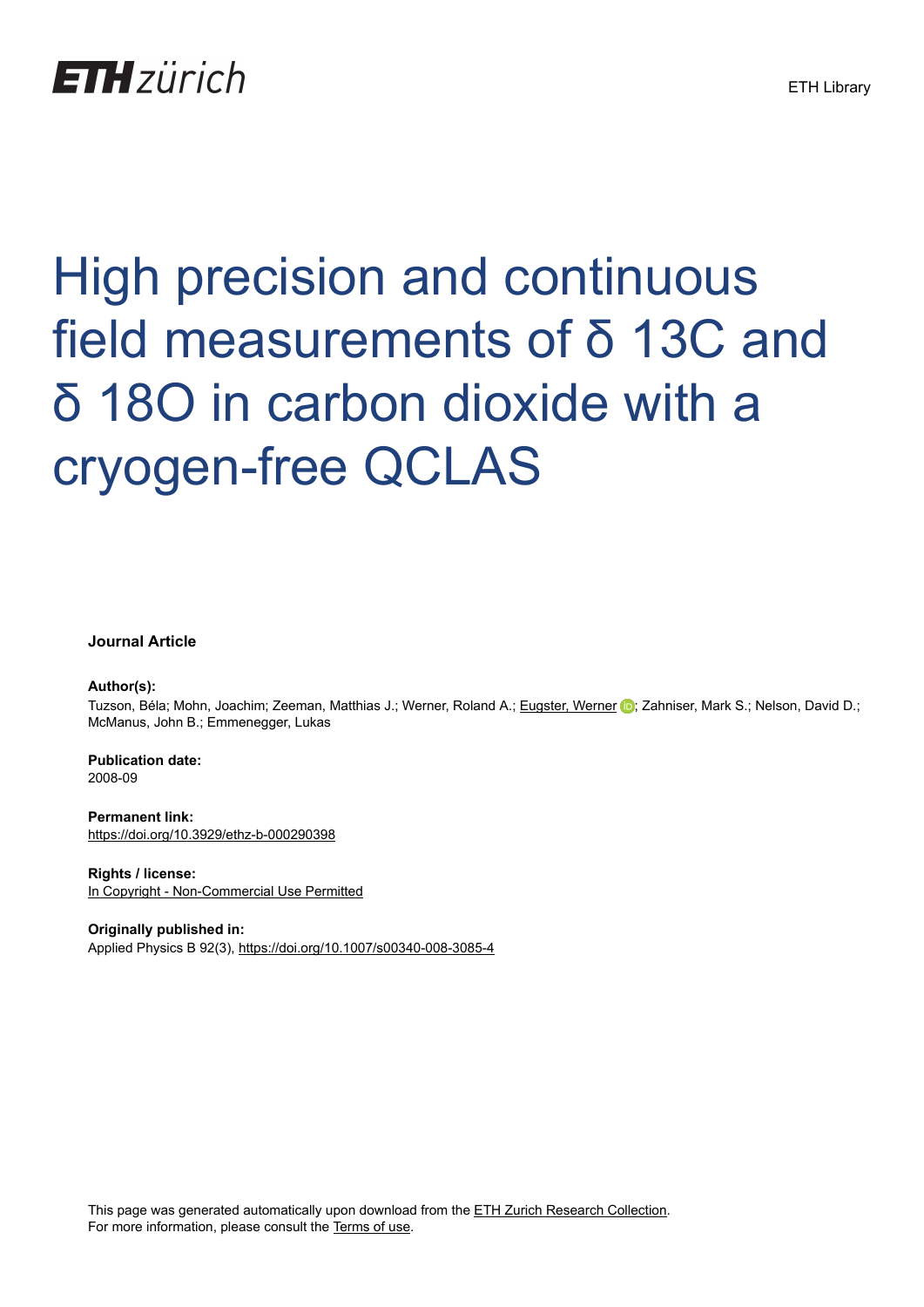ETH zürich

ETH Library

# High precision and continuous field measurements of δ 13C and δ 18O in carbon dioxide with a cryogen-free QCLAS

**Journal Article**

**Author(s):**
Tuzson, Béla; Mohn, Joachim; Zeeman, Matthias J.; Werner, Roland A.; Eugster, Werner; Zahniser, Mark S.; Nelson, David D.; McManus, John B.; Emmenegger, Lukas

**Publication date:**
2008-09

**Permanent link:**
https://doi.org/10.3929/ethz-b-000290398

**Rights / license:**
In Copyright - Non-Commercial Use Permitted

**Originally published in:**
Applied Physics B 92(3), https://doi.org/10.1007/s00340-008-3085-4

This page was generated automatically upon download from the ETH Zurich Research Collection.
For more information, please consult the Terms of use.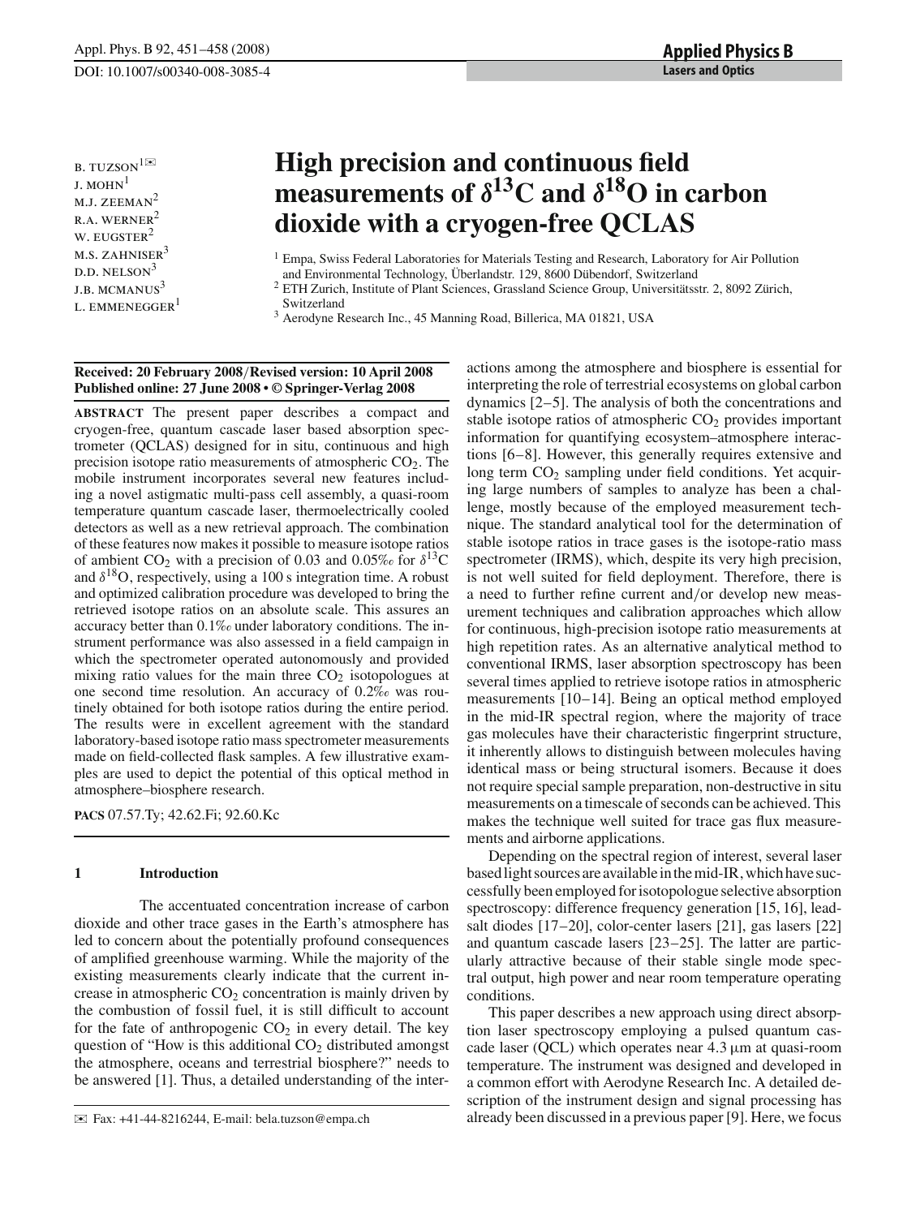B. TUZSON[1,✉]
J. MOHN[1]
M.J. ZEEMAN[2]
R.A. WERNER[2]
W. EUGSTER[2]
M.S. ZAHNISER[3]
D.D. NELSON[3]
J.B. MCMANUS[3]
L. EMMENEGGER[1]

# High precision and continuous field measurements of $\delta^{13}$C and $\delta^{18}$O in carbon dioxide with a cryogen-free QCLAS

[1] Empa, Swiss Federal Laboratories for Materials Testing and Research, Laboratory for Air Pollution and Environmental Technology, Überlandstr. 129, 8600 Dübendorf, Switzerland
[2] ETH Zurich, Institute of Plant Sciences, Grassland Science Group, Universitätsstr. 2, 8092 Zürich, Switzerland
[3] Aerodyne Research Inc., 45 Manning Road, Billerica, MA 01821, USA

**Received: 20 February 2008/Revised version: 10 April 2008**
**Published online: 27 June 2008 • © Springer-Verlag 2008**

**ABSTRACT** The present paper describes a compact and cryogen-free, quantum cascade laser based absorption spectrometer (QCLAS) designed for in situ, continuous and high precision isotope ratio measurements of atmospheric $CO_2$. The mobile instrument incorporates several new features including a novel astigmatic multi-pass cell assembly, a quasi-room temperature quantum cascade laser, thermoelectrically cooled detectors as well as a new retrieval approach. The combination of these features now makes it possible to measure isotope ratios of ambient $CO_2$ with a precision of 0.03 and 0.05‰ for $\delta^{13}$C and $\delta^{18}$O, respectively, using a 100 s integration time. A robust and optimized calibration procedure was developed to bring the retrieved isotope ratios on an absolute scale. This assures an accuracy better than 0.1‰ under laboratory conditions. The instrument performance was also assessed in a field campaign in which the spectrometer operated autonomously and provided mixing ratio values for the main three $CO_2$ isotopologues at one second time resolution. An accuracy of 0.2‰ was routinely obtained for both isotope ratios during the entire period. The results were in excellent agreement with the standard laboratory-based isotope ratio mass spectrometer measurements made on field-collected flask samples. A few illustrative examples are used to depict the potential of this optical method in atmosphere–biosphere research.

**PACS** 07.57.Ty; 42.62.Fi; 92.60.Kc

## 1 Introduction

The accentuated concentration increase of carbon dioxide and other trace gases in the Earth's atmosphere has led to concern about the potentially profound consequences of amplified greenhouse warming. While the majority of the existing measurements clearly indicate that the current increase in atmospheric $CO_2$ concentration is mainly driven by the combustion of fossil fuel, it is still difficult to account for the fate of anthropogenic $CO_2$ in every detail. The key question of "How is this additional $CO_2$ distributed amongst the atmosphere, oceans and terrestrial biosphere?" needs to be answered [1]. Thus, a detailed understanding of the interactions among the atmosphere and biosphere is essential for interpreting the role of terrestrial ecosystems on global carbon dynamics [2–5]. The analysis of both the concentrations and stable isotope ratios of atmospheric $CO_2$ provides important information for quantifying ecosystem–atmosphere interactions [6–8]. However, this generally requires extensive and long term $CO_2$ sampling under field conditions. Yet acquiring large numbers of samples to analyze has been a challenge, mostly because of the employed measurement technique. The standard analytical tool for the determination of stable isotope ratios in trace gases is the isotope-ratio mass spectrometer (IRMS), which, despite its very high precision, is not well suited for field deployment. Therefore, there is a need to further refine current and/or develop new measurement techniques and calibration approaches which allow for continuous, high-precision isotope ratio measurements at high repetition rates. As an alternative analytical method to conventional IRMS, laser absorption spectroscopy has been several times applied to retrieve isotope ratios in atmospheric measurements [10–14]. Being an optical method employed in the mid-IR spectral region, where the majority of trace gas molecules have their characteristic fingerprint structure, it inherently allows to distinguish between molecules having identical mass or being structural isomers. Because it does not require special sample preparation, non-destructive in situ measurements on a timescale of seconds can be achieved. This makes the technique well suited for trace gas flux measurements and airborne applications.

Depending on the spectral region of interest, several laser based light sources are available in the mid-IR, which have successfully been employed for isotopologue selective absorption spectroscopy: difference frequency generation [15, 16], lead-salt diodes [17–20], color-center lasers [21], gas lasers [22] and quantum cascade lasers [23–25]. The latter are particularly attractive because of their stable single mode spectral output, high power and near room temperature operating conditions.

This paper describes a new approach using direct absorption laser spectroscopy employing a pulsed quantum cascade laser (QCL) which operates near 4.3 μm at quasi-room temperature. The instrument was designed and developed in a common effort with Aerodyne Research Inc. A detailed description of the instrument design and signal processing has already been discussed in a previous paper [9]. Here, we focus

✉ Fax: +41-44-8216244, E-mail: bela.tuzson@empa.ch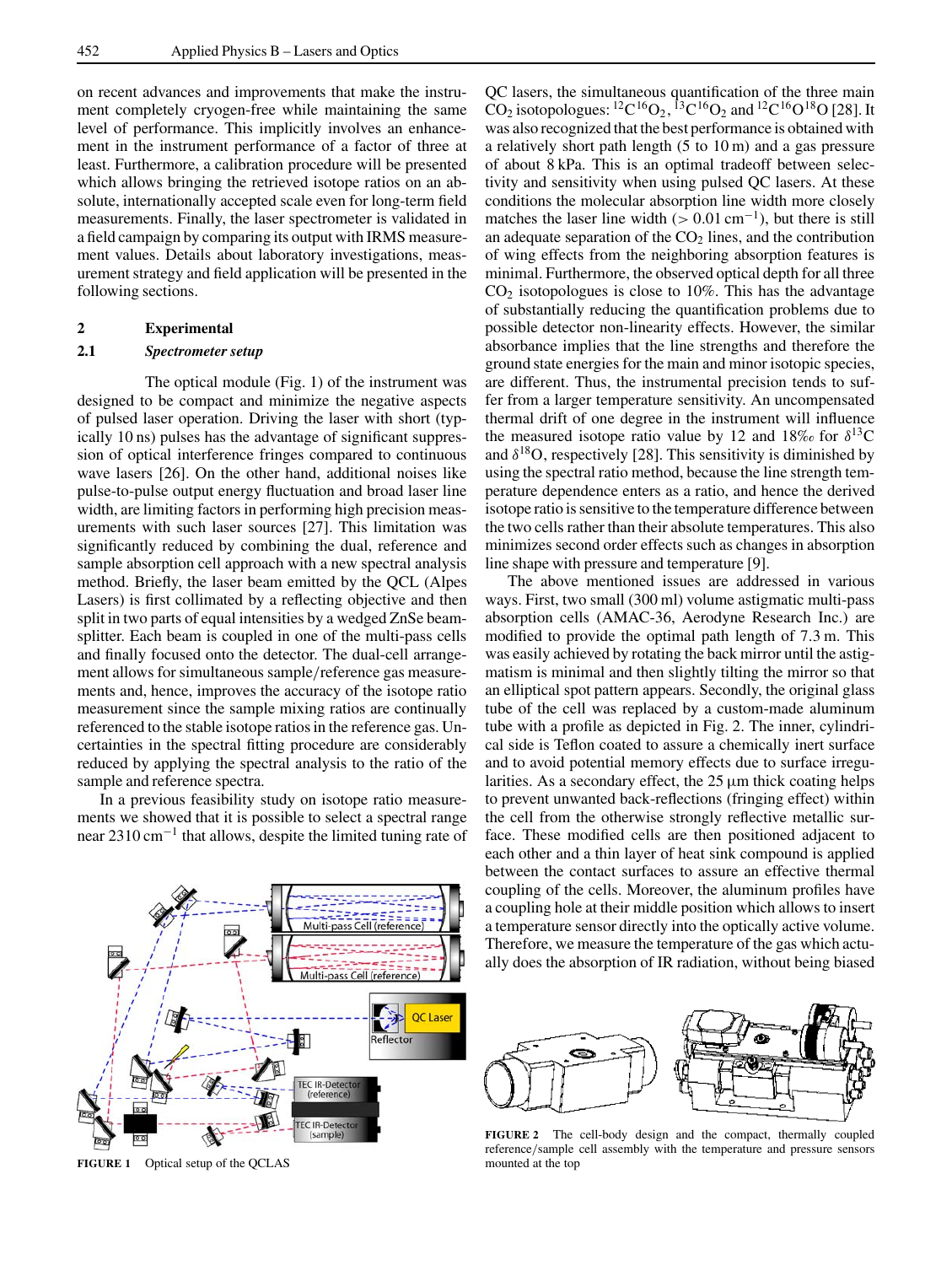on recent advances and improvements that make the instrument completely cryogen-free while maintaining the same level of performance. This implicitly involves an enhancement in the instrument performance of a factor of three at least. Furthermore, a calibration procedure will be presented which allows bringing the retrieved isotope ratios on an absolute, internationally accepted scale even for long-term field measurements. Finally, the laser spectrometer is validated in a field campaign by comparing its output with IRMS measurement values. Details about laboratory investigations, measurement strategy and field application will be presented in the following sections.

## 2 Experimental

### 2.1 *Spectrometer setup*

The optical module (Fig. 1) of the instrument was designed to be compact and minimize the negative aspects of pulsed laser operation. Driving the laser with short (typically 10 ns) pulses has the advantage of significant suppression of optical interference fringes compared to continuous wave lasers [26]. On the other hand, additional noises like pulse-to-pulse output energy fluctuation and broad laser line width, are limiting factors in performing high precision measurements with such laser sources [27]. This limitation was significantly reduced by combining the dual, reference and sample absorption cell approach with a new spectral analysis method. Briefly, the laser beam emitted by the QCL (Alpes Lasers) is first collimated by a reflecting objective and then split in two parts of equal intensities by a wedged ZnSe beamsplitter. Each beam is coupled in one of the multi-pass cells and finally focused onto the detector. The dual-cell arrangement allows for simultaneous sample/reference gas measurements and, hence, improves the accuracy of the isotope ratio measurement since the sample mixing ratios are continually referenced to the stable isotope ratios in the reference gas. Uncertainties in the spectral fitting procedure are considerably reduced by applying the spectral analysis to the ratio of the sample and reference spectra.

In a previous feasibility study on isotope ratio measurements we showed that it is possible to select a spectral range near $2310\,\mathrm{cm^{-1}}$ that allows, despite the limited tuning rate of QC lasers, the simultaneous quantification of the three main $CO_2$ isotopologues: $^{12}C^{16}O_2$, $^{13}C^{16}O_2$ and $^{12}C^{16}O^{18}O$ [28]. It was also recognized that the best performance is obtained with a relatively short path length (5 to 10 m) and a gas pressure of about 8 kPa. This is an optimal tradeoff between selectivity and sensitivity when using pulsed QC lasers. At these conditions the molecular absorption line width more closely matches the laser line width ($> 0.01\,\mathrm{cm^{-1}}$), but there is still an adequate separation of the $CO_2$ lines, and the contribution of wing effects from the neighboring absorption features is minimal. Furthermore, the observed optical depth for all three $CO_2$ isotopologues is close to 10%. This has the advantage of substantially reducing the quantification problems due to possible detector non-linearity effects. However, the similar absorbance implies that the line strengths and therefore the ground state energies for the main and minor isotopic species, are different. Thus, the instrumental precision tends to suffer from a larger temperature sensitivity. An uncompensated thermal drift of one degree in the instrument will influence the measured isotope ratio value by 12 and 18‰ for $\delta^{13}C$ and $\delta^{18}O$, respectively [28]. This sensitivity is diminished by using the spectral ratio method, because the line strength temperature dependence enters as a ratio, and hence the derived isotope ratio is sensitive to the temperature difference between the two cells rather than their absolute temperatures. This also minimizes second order effects such as changes in absorption line shape with pressure and temperature [9].

The above mentioned issues are addressed in various ways. First, two small (300 ml) volume astigmatic multi-pass absorption cells (AMAC-36, Aerodyne Research Inc.) are modified to provide the optimal path length of 7.3 m. This was easily achieved by rotating the back mirror until the astigmatism is minimal and then slightly tilting the mirror so that an elliptical spot pattern appears. Secondly, the original glass tube of the cell was replaced by a custom-made aluminum tube with a profile as depicted in Fig. 2. The inner, cylindrical side is Teflon coated to assure a chemically inert surface and to avoid potential memory effects due to surface irregularities. As a secondary effect, the 25 μm thick coating helps to prevent unwanted back-reflections (fringing effect) within the cell from the otherwise strongly reflective metallic surface. These modified cells are then positioned adjacent to each other and a thin layer of heat sink compound is applied between the contact surfaces to assure an effective thermal coupling of the cells. Moreover, the aluminum profiles have a coupling hole at their middle position which allows to insert a temperature sensor directly into the optically active volume. Therefore, we measure the temperature of the gas which actually does the absorption of IR radiation, without being biased

**FIGURE 1** Optical setup of the QCLAS

**FIGURE 2** The cell-body design and the compact, thermally coupled reference/sample cell assembly with the temperature and pressure sensors mounted at the top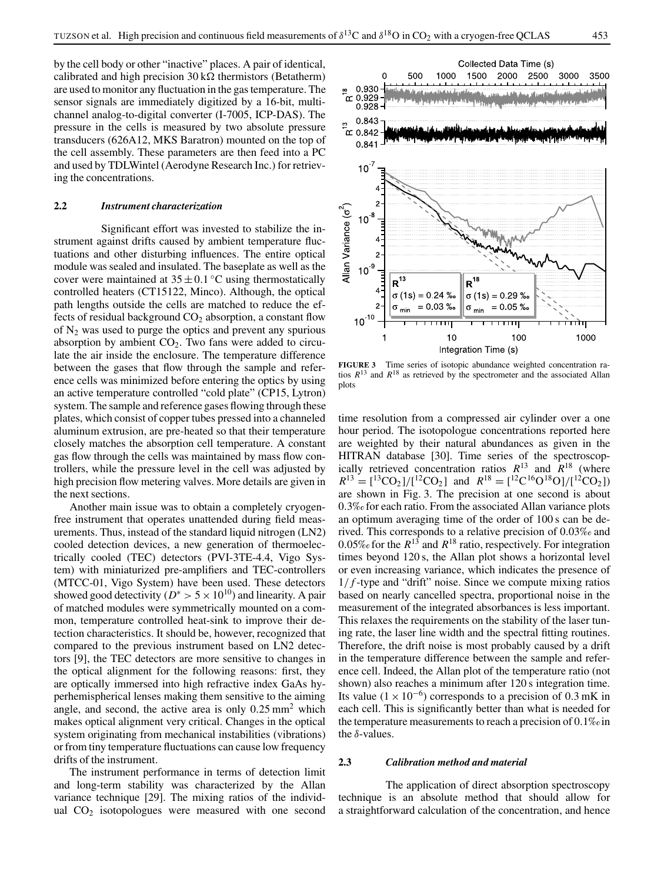by the cell body or other "inactive" places. A pair of identical, calibrated and high precision 30 kΩ thermistors (Betatherm) are used to monitor any fluctuation in the gas temperature. The sensor signals are immediately digitized by a 16-bit, multichannel analog-to-digital converter (I-7005, ICP-DAS). The pressure in the cells is measured by two absolute pressure transducers (626A12, MKS Baratron) mounted on the top of the cell assembly. These parameters are then feed into a PC and used by TDLWintel (Aerodyne Research Inc.) for retrieving the concentrations.

### 2.2 *Instrument characterization*

Significant effort was invested to stabilize the instrument against drifts caused by ambient temperature fluctuations and other disturbing influences. The entire optical module was sealed and insulated. The baseplate as well as the cover were maintained at $35 \pm 0.1\,^{\circ}$C using thermostatically controlled heaters (CT15122, Minco). Although, the optical path lengths outside the cells are matched to reduce the effects of residual background $CO_2$ absorption, a constant flow of $N_2$ was used to purge the optics and prevent any spurious absorption by ambient $CO_2$. Two fans were added to circulate the air inside the enclosure. The temperature difference between the gases that flow through the sample and reference cells was minimized before entering the optics by using an active temperature controlled "cold plate" (CP15, Lytron) system. The sample and reference gases flowing through these plates, which consist of copper tubes pressed into a channeled aluminum extrusion, are pre-heated so that their temperature closely matches the absorption cell temperature. A constant gas flow through the cells was maintained by mass flow controllers, while the pressure level in the cell was adjusted by high precision flow metering valves. More details are given in the next sections.

Another main issue was to obtain a completely cryogen-free instrument that operates unattended during field measurements. Thus, instead of the standard liquid nitrogen (LN2) cooled detection devices, a new generation of thermoelectrically cooled (TEC) detectors (PVI-3TE-4.4, Vigo System) with miniaturized pre-amplifiers and TEC-controllers (MTCC-01, Vigo System) have been used. These detectors showed good detectivity ($D^* > 5 \times 10^{10}$) and linearity. A pair of matched modules were symmetrically mounted on a common, temperature controlled heat-sink to improve their detection characteristics. It should be, however, recognized that compared to the previous instrument based on LN2 detectors [9], the TEC detectors are more sensitive to changes in the optical alignment for the following reasons: first, they are optically immersed into high refractive index GaAs hyperhemispherical lenses making them sensitive to the aiming angle, and second, the active area is only 0.25 mm$^2$ which makes optical alignment very critical. Changes in the optical system originating from mechanical instabilities (vibrations) or from tiny temperature fluctuations can cause low frequency drifts of the instrument.

The instrument performance in terms of detection limit and long-term stability was characterized by the Allan variance technique [29]. The mixing ratios of the individual $CO_2$ isotopologues were measured with one second time resolution from a compressed air cylinder over a one hour period. The isotopologue concentrations reported here are weighted by their natural abundances as given in the HITRAN database [30]. Time series of the spectroscopically retrieved concentration ratios $R^{13}$ and $R^{18}$ (where $R^{13} = [^{13}CO_2]/[^{12}CO_2]$ and $R^{18} = [^{12}C^{16}O^{18}O]/[^{12}CO_2]$) are shown in Fig. 3. The precision at one second is about 0.3‰ for each ratio. From the associated Allan variance plots an optimum averaging time of the order of 100 s can be derived. This corresponds to a relative precision of 0.03‰ and 0.05‰ for the $R^{13}$ and $R^{18}$ ratio, respectively. For integration times beyond 120 s, the Allan plot shows a horizontal level or even increasing variance, which indicates the presence of $1/f$-type and "drift" noise. Since we compute mixing ratios based on nearly cancelled spectra, proportional noise in the measurement of the integrated absorbances is less important. This relaxes the requirements on the stability of the laser tuning rate, the laser line width and the spectral fitting routines. Therefore, the drift noise is most probably caused by a drift in the temperature difference between the sample and reference cell. Indeed, the Allan plot of the temperature ratio (not shown) also reaches a minimum after 120 s integration time. Its value ($1 \times 10^{-6}$) corresponds to a precision of 0.3 mK in each cell. This is significantly better than what is needed for the temperature measurements to reach a precision of 0.1‰ in the $\delta$-values.

**FIGURE 3** Time series of isotopic abundance weighted concentration ratios $R^{13}$ and $R^{18}$ as retrieved by the spectrometer and the associated Allan plots

### 2.3 *Calibration method and material*

The application of direct absorption spectroscopy technique is an absolute method that should allow for a straightforward calculation of the concentration, and hence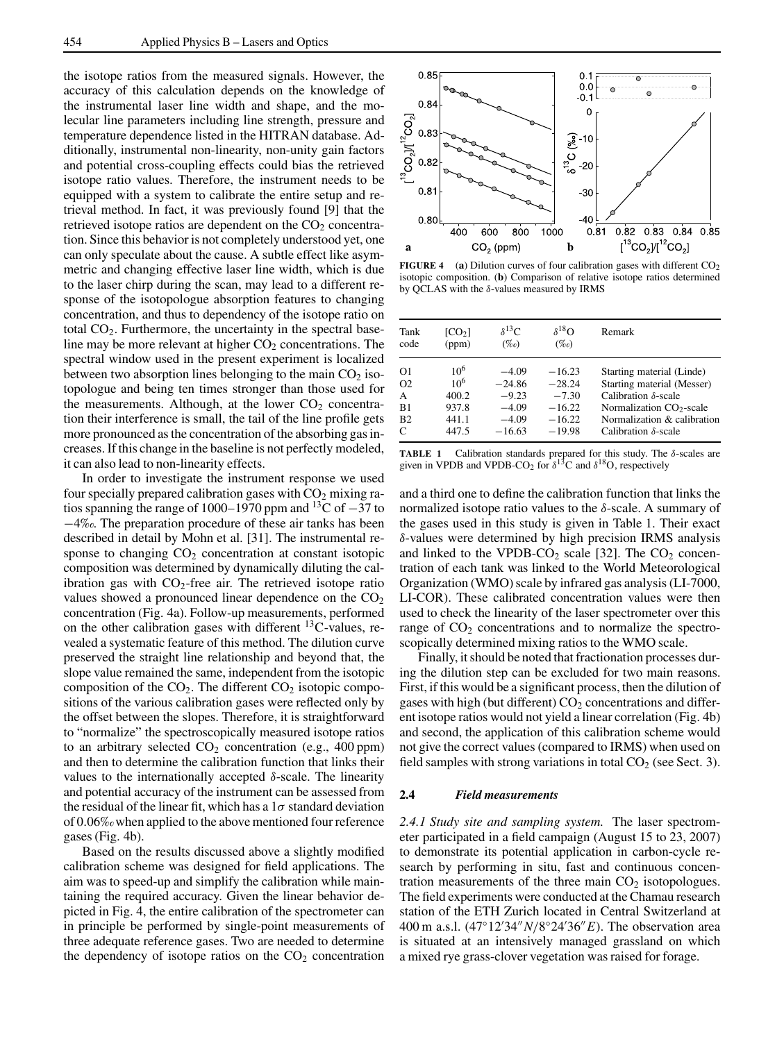the isotope ratios from the measured signals. However, the accuracy of this calculation depends on the knowledge of the instrumental laser line width and shape, and the molecular line parameters including line strength, pressure and temperature dependence listed in the HITRAN database. Additionally, instrumental non-linearity, non-unity gain factors and potential cross-coupling effects could bias the retrieved isotope ratio values. Therefore, the instrument needs to be equipped with a system to calibrate the entire setup and retrieval method. In fact, it was previously found [9] that the retrieved isotope ratios are dependent on the $CO_2$ concentration. Since this behavior is not completely understood yet, one can only speculate about the cause. A subtle effect like asymmetric and changing effective laser line width, which is due to the laser chirp during the scan, may lead to a different response of the isotopologue absorption features to changing concentration, and thus to dependency of the isotope ratio on total $CO_2$. Furthermore, the uncertainty in the spectral baseline may be more relevant at higher $CO_2$ concentrations. The spectral window used in the present experiment is localized between two absorption lines belonging to the main $CO_2$ isotopologue and being ten times stronger than those used for the measurements. Although, at the lower $CO_2$ concentration their interference is small, the tail of the line profile gets more pronounced as the concentration of the absorbing gas increases. If this change in the baseline is not perfectly modeled, it can also lead to non-linearity effects.

In order to investigate the instrument response we used four specially prepared calibration gases with $CO_2$ mixing ratios spanning the range of 1000–1970 ppm and $^{13}C$ of $-37$ to $-4$‰. The preparation procedure of these air tanks has been described in detail by Mohn et al. [31]. The instrumental response to changing $CO_2$ concentration at constant isotopic composition was determined by dynamically diluting the calibration gas with $CO_2$-free air. The retrieved isotope ratio values showed a pronounced linear dependence on the $CO_2$ concentration (Fig. 4a). Follow-up measurements, performed on the other calibration gases with different $^{13}C$-values, revealed a systematic feature of this method. The dilution curve preserved the straight line relationship and beyond that, the slope value remained the same, independent from the isotopic composition of the $CO_2$. The different $CO_2$ isotopic compositions of the various calibration gases were reflected only by the offset between the slopes. Therefore, it is straightforward to "normalize" the spectroscopically measured isotope ratios to an arbitrary selected $CO_2$ concentration (e.g., 400 ppm) and then to determine the calibration function that links their values to the internationally accepted $\delta$-scale. The linearity and potential accuracy of the instrument can be assessed from the residual of the linear fit, which has a $1\sigma$ standard deviation of 0.06‰ when applied to the above mentioned four reference gases (Fig. 4b).

Based on the results discussed above a slightly modified calibration scheme was designed for field applications. The aim was to speed-up and simplify the calibration while maintaining the required accuracy. Given the linear behavior depicted in Fig. 4, the entire calibration of the spectrometer can in principle be performed by single-point measurements of three adequate reference gases. Two are needed to determine the dependency of isotope ratios on the $CO_2$ concentration and a third one to define the calibration function that links the normalized isotope ratio values to the $\delta$-scale. A summary of the gases used in this study is given in Table 1. Their exact $\delta$-values were determined by high precision IRMS analysis and linked to the VPDB-$CO_2$ scale [32]. The $CO_2$ concentration of each tank was linked to the World Meteorological Organization (WMO) scale by infrared gas analysis (LI-7000, LI-COR). These calibrated concentration values were then used to check the linearity of the laser spectrometer over this range of $CO_2$ concentrations and to normalize the spectroscopically determined mixing ratios to the WMO scale.

**FIGURE 4** (**a**) Dilution curves of four calibration gases with different $CO_2$ isotopic composition. (**b**) Comparison of relative isotope ratios determined by QCLAS with the $\delta$-values measured by IRMS

| Tank code | $[CO_2]$ (ppm) | $\delta^{13}C$ (‰) | $\delta^{18}O$ (‰) | Remark |
|---|---|---|---|---|
| O1 | $10^6$ | $-4.09$ | $-16.23$ | Starting material (Linde) |
| O2 | $10^6$ | $-24.86$ | $-28.24$ | Starting material (Messer) |
| A | 400.2 | $-9.23$ | $-7.30$ | Calibration $\delta$-scale |
| B1 | 937.8 | $-4.09$ | $-16.22$ | Normalization $CO_2$-scale |
| B2 | 441.1 | $-4.09$ | $-16.22$ | Normalization & calibration |
| C | 447.5 | $-16.63$ | $-19.98$ | Calibration $\delta$-scale |

**TABLE 1** Calibration standards prepared for this study. The $\delta$-scales are given in VPDB and VPDB-$CO_2$ for $\delta^{13}C$ and $\delta^{18}O$, respectively

Finally, it should be noted that fractionation processes during the dilution step can be excluded for two main reasons. First, if this would be a significant process, then the dilution of gases with high (but different) $CO_2$ concentrations and different isotope ratios would not yield a linear correlation (Fig. 4b) and second, the application of this calibration scheme would not give the correct values (compared to IRMS) when used on field samples with strong variations in total $CO_2$ (see Sect. 3).

### 2.4 *Field measurements*

*2.4.1 Study site and sampling system.* The laser spectrometer participated in a field campaign (August 15 to 23, 2007) to demonstrate its potential application in carbon-cycle research by performing in situ, fast and continuous concentration measurements of the three main $CO_2$ isotopologues. The field experiments were conducted at the Chamau research station of the ETH Zurich located in Central Switzerland at 400 m a.s.l. ($47°12'34''N/8°24'36''E$). The observation area is situated at an intensively managed grassland on which a mixed rye grass-clover vegetation was raised for forage.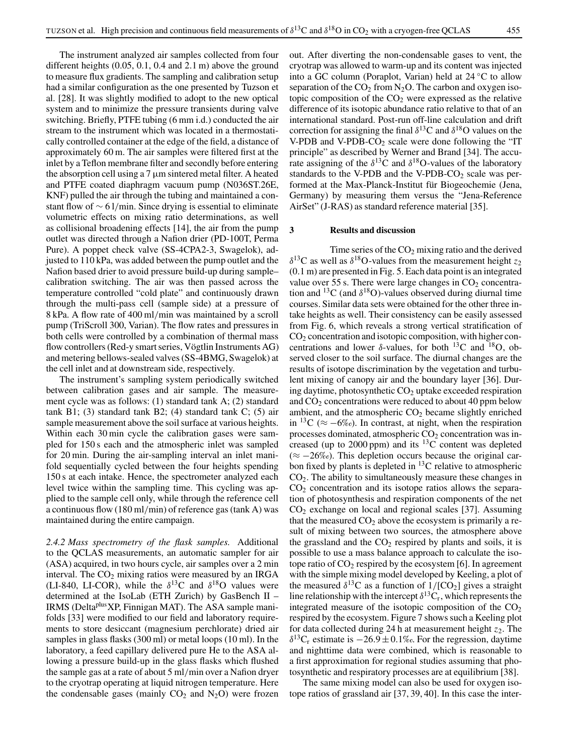The instrument analyzed air samples collected from four different heights (0.05, 0.1, 0.4 and 2.1 m) above the ground to measure flux gradients. The sampling and calibration setup had a similar configuration as the one presented by Tuzson et al. [28]. It was slightly modified to adopt to the new optical system and to minimize the pressure transients during valve switching. Briefly, PTFE tubing (6 mm i.d.) conducted the air stream to the instrument which was located in a thermostatically controlled container at the edge of the field, a distance of approximately 60 m. The air samples were filtered first at the inlet by a Teflon membrane filter and secondly before entering the absorption cell using a 7 μm sintered metal filter. A heated and PTFE coated diaphragm vacuum pump (N036ST.26E, KNF) pulled the air through the tubing and maintained a constant flow of ∼ 6 l/min. Since drying is essential to eliminate volumetric effects on mixing ratio determinations, as well as collisional broadening effects [14], the air from the pump outlet was directed through a Nafion drier (PD-100T, Perma Pure). A poppet check valve (SS-4CPA2-3, Swagelok), adjusted to 110 kPa, was added between the pump outlet and the Nafion based drier to avoid pressure build-up during sample–calibration switching. The air was then passed across the temperature controlled "cold plate" and continuously drawn through the multi-pass cell (sample side) at a pressure of 8 kPa. A flow rate of 400 ml/min was maintained by a scroll pump (TriScroll 300, Varian). The flow rates and pressures in both cells were controlled by a combination of thermal mass flow controllers (Red-y smart series, Vögtlin Instruments AG) and metering bellows-sealed valves (SS-4BMG, Swagelok) at the cell inlet and at downstream side, respectively.

The instrument's sampling system periodically switched between calibration gases and air sample. The measurement cycle was as follows: (1) standard tank A; (2) standard tank B1; (3) standard tank B2; (4) standard tank C; (5) air sample measurement above the soil surface at various heights. Within each 30 min cycle the calibration gases were sampled for 150 s each and the atmospheric inlet was sampled for 20 min. During the air-sampling interval an inlet manifold sequentially cycled between the four heights spending 150 s at each intake. Hence, the spectrometer analyzed each level twice within the sampling time. This cycling was applied to the sample cell only, while through the reference cell a continuous flow (180 ml/min) of reference gas (tank A) was maintained during the entire campaign.

*2.4.2 Mass spectrometry of the flask samples.* Additional to the QCLAS measurements, an automatic sampler for air (ASA) acquired, in two hours cycle, air samples over a 2 min interval. The $CO_2$ mixing ratios were measured by an IRGA (LI-840, LI-COR), while the $\delta^{13}C$ and $\delta^{18}O$ values were determined at the IsoLab (ETH Zurich) by GasBench II – IRMS (Delta$^{plus}$XP, Finnigan MAT). The ASA sample manifolds [33] were modified to our field and laboratory requirements to store desiccant (magnesium perchlorate) dried air samples in glass flasks (300 ml) or metal loops (10 ml). In the laboratory, a feed capillary delivered pure He to the ASA allowing a pressure build-up in the glass flasks which flushed the sample gas at a rate of about 5 ml/min over a Nafion dryer to the cryotrap operating at liquid nitrogen temperature. Here the condensable gases (mainly $CO_2$ and $N_2O$) were frozen out. After diverting the non-condensable gases to vent, the cryotrap was allowed to warm-up and its content was injected into a GC column (Poraplot, Varian) held at 24 °C to allow separation of the $CO_2$ from $N_2O$. The carbon and oxygen isotopic composition of the $CO_2$ were expressed as the relative difference of its isotopic abundance ratio relative to that of an international standard. Post-run off-line calculation and drift correction for assigning the final $\delta^{13}C$ and $\delta^{18}O$ values on the V-PDB and V-PDB-$CO_2$ scale were done following the "IT principle" as described by Werner and Brand [34]. The accurate assigning of the $\delta^{13}C$ and $\delta^{18}O$-values of the laboratory standards to the V-PDB and the V-PDB-$CO_2$ scale was performed at the Max-Planck-Institut für Biogeochemie (Jena, Germany) by measuring them versus the "Jena-Reference AirSet" (J-RAS) as standard reference material [35].

## 3 Results and discussion

Time series of the $CO_2$ mixing ratio and the derived $\delta^{13}C$ as well as $\delta^{18}O$-values from the measurement height $z_2$ (0.1 m) are presented in Fig. 5. Each data point is an integrated value over 55 s. There were large changes in $CO_2$ concentration and $^{13}C$ (and $\delta^{18}O$)-values observed during diurnal time courses. Similar data sets were obtained for the other three intake heights as well. Their consistency can be easily assessed from Fig. 6, which reveals a strong vertical stratification of $CO_2$ concentration and isotopic composition, with higher concentrations and lower $\delta$-values, for both $^{13}C$ and $^{18}O$, observed closer to the soil surface. The diurnal changes are the results of isotope discrimination by the vegetation and turbulent mixing of canopy air and the boundary layer [36]. During daytime, photosynthetic $CO_2$ uptake exceeded respiration and $CO_2$ concentrations were reduced to about 40 ppm below ambient, and the atmospheric $CO_2$ became slightly enriched in $^{13}C$ (≈ −6‰). In contrast, at night, when the respiration processes dominated, atmospheric $CO_2$ concentration was increased (up to 2000 ppm) and its $^{13}C$ content was depleted (≈ −26‰). This depletion occurs because the original carbon fixed by plants is depleted in $^{13}C$ relative to atmospheric $CO_2$. The ability to simultaneously measure these changes in $CO_2$ concentration and its isotope ratios allows the separation of photosynthesis and respiration components of the net $CO_2$ exchange on local and regional scales [37]. Assuming that the measured $CO_2$ above the ecosystem is primarily a result of mixing between two sources, the atmosphere above the grassland and the $CO_2$ respired by plants and soils, it is possible to use a mass balance approach to calculate the isotope ratio of $CO_2$ respired by the ecosystem [6]. In agreement with the simple mixing model developed by Keeling, a plot of the measured $\delta^{13}C$ as a function of $1/[CO_2]$ gives a straight line relationship with the intercept $\delta^{13}C_r$, which represents the integrated measure of the isotopic composition of the $CO_2$ respired by the ecosystem. Figure 7 shows such a Keeling plot for data collected during 24 h at measurement height $z_2$. The $\delta^{13}C_r$ estimate is $-26.9 \pm 0.1$‰. For the regression, daytime and nighttime data were combined, which is reasonable to a first approximation for regional studies assuming that photosynthetic and respiratory processes are at equilibrium [38].

The same mixing model can also be used for oxygen isotope ratios of grassland air [37, 39, 40]. In this case the inter-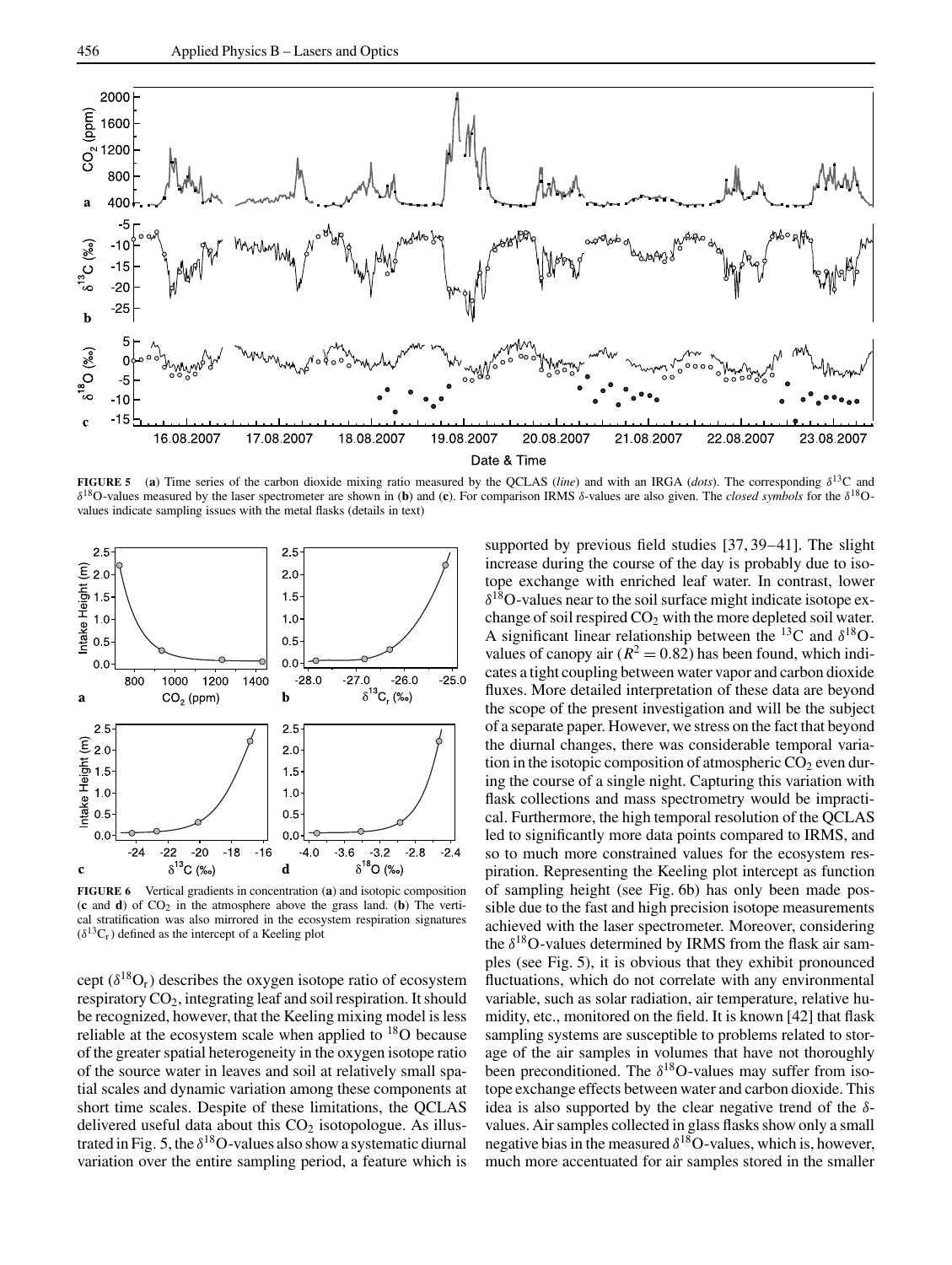**FIGURE 5** (**a**) Time series of the carbon dioxide mixing ratio measured by the QCLAS (*line*) and with an IRGA (*dots*). The corresponding $\delta^{13}C$ and $\delta^{18}O$-values measured by the laser spectrometer are shown in (**b**) and (**c**). For comparison IRMS $\delta$-values are also given. The *closed symbols* for the $\delta^{18}O$-values indicate sampling issues with the metal flasks (details in text)

**FIGURE 6** Vertical gradients in concentration (**a**) and isotopic composition (**c** and **d**) of $CO_2$ in the atmosphere above the grass land. (**b**) The vertical stratification was also mirrored in the ecosystem respiration signatures ($\delta^{13}C_r$) defined as the intercept of a Keeling plot

cept ($\delta^{18}O_r$) describes the oxygen isotope ratio of ecosystem respiratory $CO_2$, integrating leaf and soil respiration. It should be recognized, however, that the Keeling mixing model is less reliable at the ecosystem scale when applied to $^{18}O$ because of the greater spatial heterogeneity in the oxygen isotope ratio of the source water in leaves and soil at relatively small spatial scales and dynamic variation among these components at short time scales. Despite of these limitations, the QCLAS delivered useful data about this $CO_2$ isotopologue. As illustrated in Fig. 5, the $\delta^{18}O$-values also show a systematic diurnal variation over the entire sampling period, a feature which is supported by previous field studies [37, 39–41]. The slight increase during the course of the day is probably due to isotope exchange with enriched leaf water. In contrast, lower $\delta^{18}O$-values near to the soil surface might indicate isotope exchange of soil respired $CO_2$ with the more depleted soil water. A significant linear relationship between the $^{13}C$ and $\delta^{18}O$-values of canopy air ($R^2 = 0.82$) has been found, which indicates a tight coupling between water vapor and carbon dioxide fluxes. More detailed interpretation of these data are beyond the scope of the present investigation and will be the subject of a separate paper. However, we stress on the fact that beyond the diurnal changes, there was considerable temporal variation in the isotopic composition of atmospheric $CO_2$ even during the course of a single night. Capturing this variation with flask collections and mass spectrometry would be impractical. Furthermore, the high temporal resolution of the QCLAS led to significantly more data points compared to IRMS, and so to much more constrained values for the ecosystem respiration. Representing the Keeling plot intercept as function of sampling height (see Fig. 6b) has only been made possible due to the fast and high precision isotope measurements achieved with the laser spectrometer. Moreover, considering the $\delta^{18}O$-values determined by IRMS from the flask air samples (see Fig. 5), it is obvious that they exhibit pronounced fluctuations, which do not correlate with any environmental variable, such as solar radiation, air temperature, relative humidity, etc., monitored on the field. It is known [42] that flask sampling systems are susceptible to problems related to storage of the air samples in volumes that have not thoroughly been preconditioned. The $\delta^{18}O$-values may suffer from isotope exchange effects between water and carbon dioxide. This idea is also supported by the clear negative trend of the $\delta$-values. Air samples collected in glass flasks show only a small negative bias in the measured $\delta^{18}O$-values, which is, however, much more accentuated for air samples stored in the smaller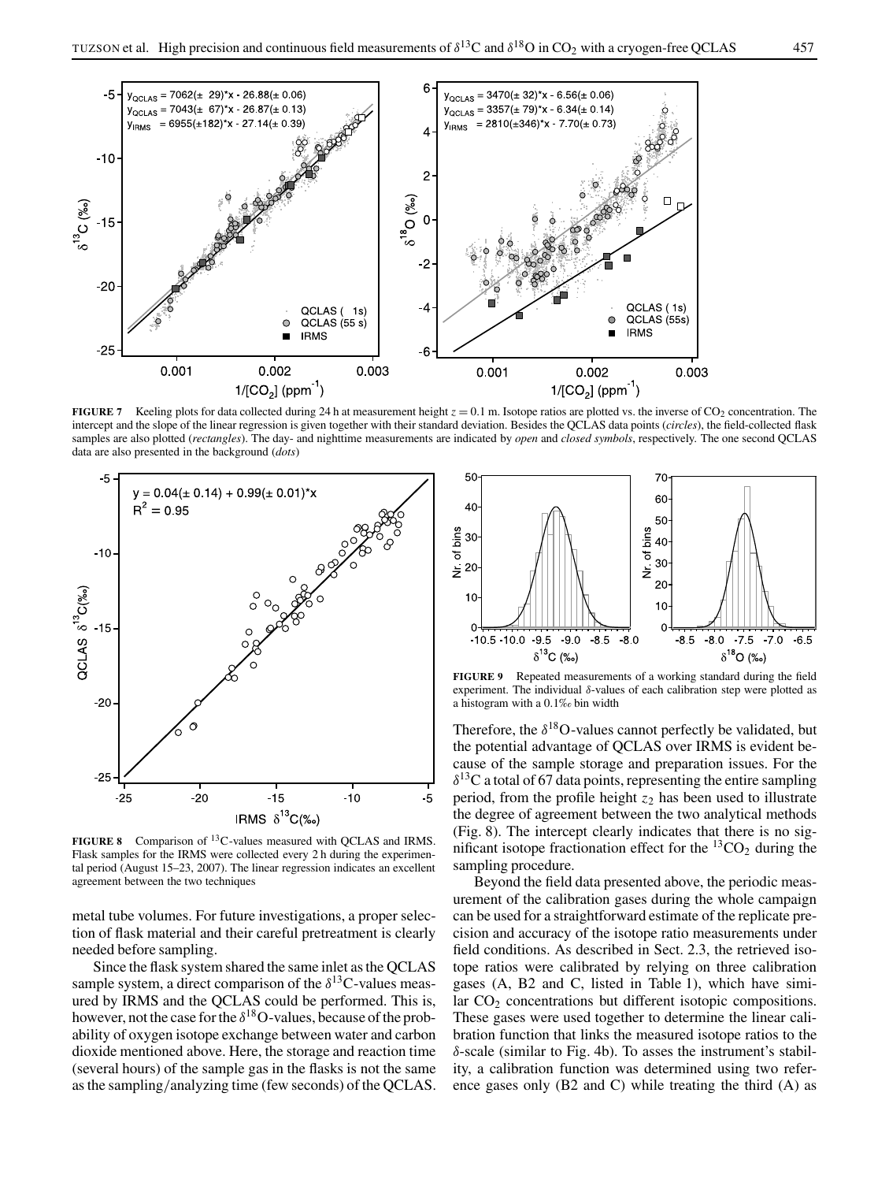**FIGURE 7** Keeling plots for data collected during 24 h at measurement height $z = 0.1$ m. Isotope ratios are plotted vs. the inverse of $CO_2$ concentration. The intercept and the slope of the linear regression is given together with their standard deviation. Besides the QCLAS data points (*circles*), the field-collected flask samples are also plotted (*rectangles*). The day- and nighttime measurements are indicated by *open* and *closed symbols*, respectively. The one second QCLAS data are also presented in the background (*dots*)

**FIGURE 8** Comparison of $^{13}$C-values measured with QCLAS and IRMS. Flask samples for the IRMS were collected every 2 h during the experimental period (August 15–23, 2007). The linear regression indicates an excellent agreement between the two techniques

**FIGURE 9** Repeated measurements of a working standard during the field experiment. The individual $\delta$-values of each calibration step were plotted as a histogram with a 0.1‰ bin width

metal tube volumes. For future investigations, a proper selection of flask material and their careful pretreatment is clearly needed before sampling.

Since the flask system shared the same inlet as the QCLAS sample system, a direct comparison of the $\delta^{13}$C-values measured by IRMS and the QCLAS could be performed. This is, however, not the case for the $\delta^{18}$O-values, because of the probability of oxygen isotope exchange between water and carbon dioxide mentioned above. Here, the storage and reaction time (several hours) of the sample gas in the flasks is not the same as the sampling/analyzing time (few seconds) of the QCLAS. Therefore, the $\delta^{18}$O-values cannot perfectly be validated, but the potential advantage of QCLAS over IRMS is evident because of the sample storage and preparation issues. For the $\delta^{13}$C a total of 67 data points, representing the entire sampling period, from the profile height $z_2$ has been used to illustrate the degree of agreement between the two analytical methods (Fig. 8). The intercept clearly indicates that there is no significant isotope fractionation effect for the $^{13}CO_2$ during the sampling procedure.

Beyond the field data presented above, the periodic measurement of the calibration gases during the whole campaign can be used for a straightforward estimate of the replicate precision and accuracy of the isotope ratio measurements under field conditions. As described in Sect. 2.3, the retrieved isotope ratios were calibrated by relying on three calibration gases (A, B2 and C, listed in Table 1), which have similar $CO_2$ concentrations but different isotopic compositions. These gases were used together to determine the linear calibration function that links the measured isotope ratios to the $\delta$-scale (similar to Fig. 4b). To asses the instrument's stability, a calibration function was determined using two reference gases only (B2 and C) while treating the third (A) as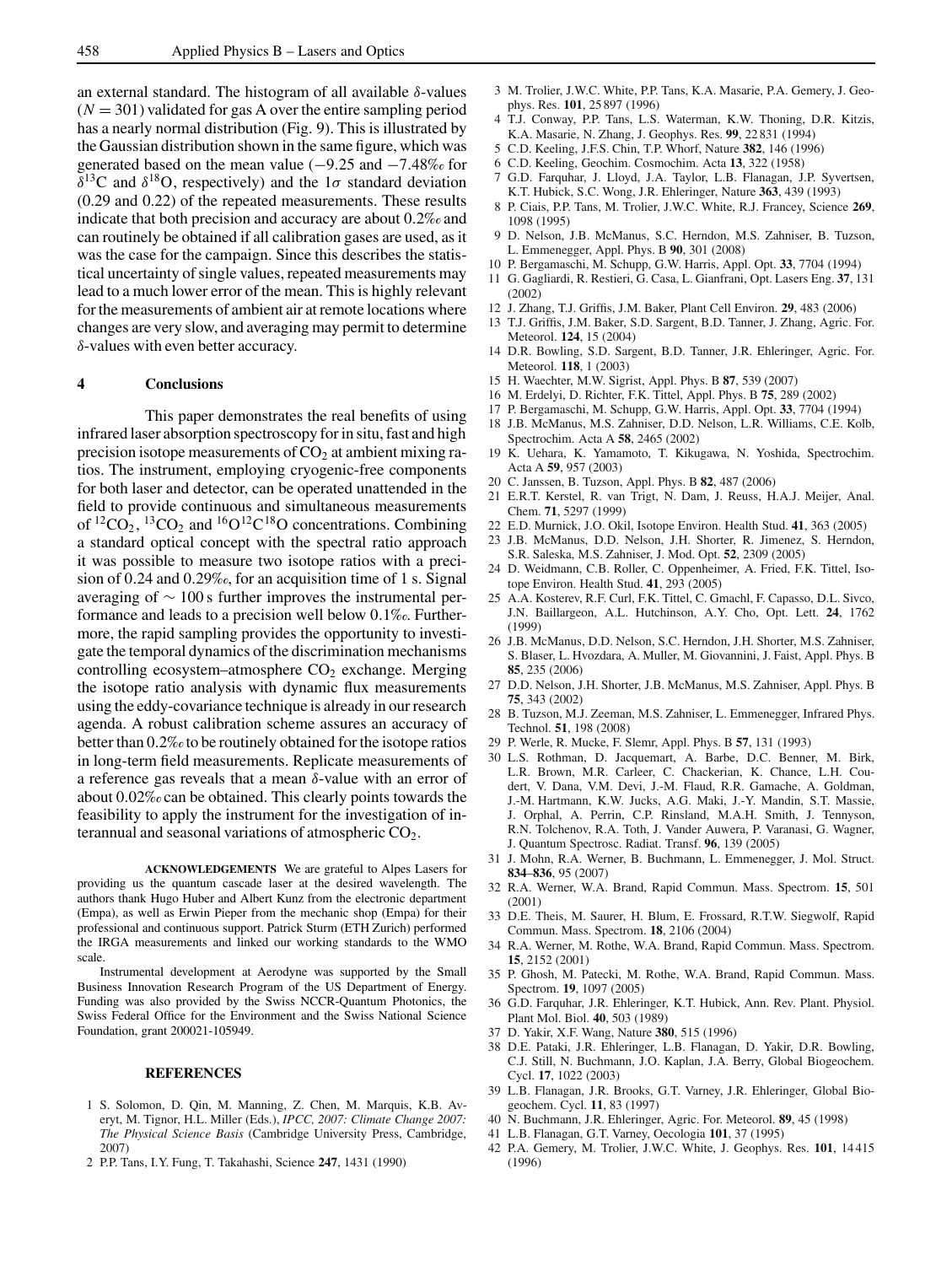an external standard. The histogram of all available δ-values ($N = 301$) validated for gas A over the entire sampling period has a nearly normal distribution (Fig. 9). This is illustrated by the Gaussian distribution shown in the same figure, which was generated based on the mean value (−9.25 and −7.48‰ for $\delta^{13}$C and $\delta^{18}$O, respectively) and the $1\sigma$ standard deviation (0.29 and 0.22) of the repeated measurements. These results indicate that both precision and accuracy are about 0.2‰ and can routinely be obtained if all calibration gases are used, as it was the case for the campaign. Since this describes the statistical uncertainty of single values, repeated measurements may lead to a much lower error of the mean. This is highly relevant for the measurements of ambient air at remote locations where changes are very slow, and averaging may permit to determine δ-values with even better accuracy.

## 4 Conclusions

This paper demonstrates the real benefits of using infrared laser absorption spectroscopy for in situ, fast and high precision isotope measurements of $CO_2$ at ambient mixing ratios. The instrument, employing cryogenic-free components for both laser and detector, can be operated unattended in the field to provide continuous and simultaneous measurements of $^{12}CO_2$, $^{13}CO_2$ and $^{16}O^{12}C^{18}O$ concentrations. Combining a standard optical concept with the spectral ratio approach it was possible to measure two isotope ratios with a precision of 0.24 and 0.29‰, for an acquisition time of 1 s. Signal averaging of ∼ 100 s further improves the instrumental performance and leads to a precision well below 0.1‰. Furthermore, the rapid sampling provides the opportunity to investigate the temporal dynamics of the discrimination mechanisms controlling ecosystem–atmosphere $CO_2$ exchange. Merging the isotope ratio analysis with dynamic flux measurements using the eddy-covariance technique is already in our research agenda. A robust calibration scheme assures an accuracy of better than 0.2‰ to be routinely obtained for the isotope ratios in long-term field measurements. Replicate measurements of a reference gas reveals that a mean δ-value with an error of about 0.02‰ can be obtained. This clearly points towards the feasibility to apply the instrument for the investigation of interannual and seasonal variations of atmospheric $CO_2$.

**ACKNOWLEDGEMENTS** We are grateful to Alpes Lasers for providing us the quantum cascade laser at the desired wavelength. The authors thank Hugo Huber and Albert Kunz from the electronic department (Empa), as well as Erwin Pieper from the mechanic shop (Empa) for their professional and continuous support. Patrick Sturm (ETH Zurich) performed the IRGA measurements and linked our working standards to the WMO scale.

Instrumental development at Aerodyne was supported by the Small Business Innovation Research Program of the US Department of Energy. Funding was also provided by the Swiss NCCR-Quantum Photonics, the Swiss Federal Office for the Environment and the Swiss National Science Foundation, grant 200021-105949.

## REFERENCES

1. S. Solomon, D. Qin, M. Manning, Z. Chen, M. Marquis, K.B. Averyt, M. Tignor, H.L. Miller (Eds.), *IPCC, 2007: Climate Change 2007: The Physical Science Basis* (Cambridge University Press, Cambridge, 2007)
2. P.P. Tans, I.Y. Fung, T. Takahashi, Science **247**, 1431 (1990)
3. M. Trolier, J.W.C. White, P.P. Tans, K.A. Masarie, P.A. Gemery, J. Geophys. Res. **101**, 25 897 (1996)
4. T.J. Conway, P.P. Tans, L.S. Waterman, K.W. Thoning, D.R. Kitzis, K.A. Masarie, N. Zhang, J. Geophys. Res. **99**, 22 831 (1994)
5. C.D. Keeling, J.F.S. Chin, T.P. Whorf, Nature **382**, 146 (1996)
6. C.D. Keeling, Geochim. Cosmochim. Acta **13**, 322 (1958)
7. G.D. Farquhar, J. Lloyd, J.A. Taylor, L.B. Flanagan, J.P. Syvertsen, K.T. Hubick, S.C. Wong, J.R. Ehleringer, Nature **363**, 439 (1993)
8. P. Ciais, P.P. Tans, M. Trolier, J.W.C. White, R.J. Francey, Science **269**, 1098 (1995)
9. D. Nelson, J.B. McManus, S.C. Herndon, M.S. Zahniser, B. Tuzson, L. Emmenegger, Appl. Phys. B **90**, 301 (2008)
10. P. Bergamaschi, M. Schupp, G.W. Harris, Appl. Opt. **33**, 7704 (1994)
11. G. Gagliardi, R. Restieri, G. Casa, L. Gianfrani, Opt. Lasers Eng. **37**, 131 (2002)
12. J. Zhang, T.J. Griffis, J.M. Baker, Plant Cell Environ. **29**, 483 (2006)
13. T.J. Griffis, J.M. Baker, S.D. Sargent, B.D. Tanner, J. Zhang, Agric. For. Meteorol. **124**, 15 (2004)
14. D.R. Bowling, S.D. Sargent, B.D. Tanner, J.R. Ehleringer, Agric. For. Meteorol. **118**, 1 (2003)
15. H. Waechter, M.W. Sigrist, Appl. Phys. B **87**, 539 (2007)
16. M. Erdelyi, D. Richter, F.K. Tittel, Appl. Phys. B **75**, 289 (2002)
17. P. Bergamaschi, M. Schupp, G.W. Harris, Appl. Opt. **33**, 7704 (1994)
18. J.B. McManus, M.S. Zahniser, D.D. Nelson, L.R. Williams, C.E. Kolb, Spectrochim. Acta A **58**, 2465 (2002)
19. K. Uehara, K. Yamamoto, T. Kikugawa, N. Yoshida, Spectrochim. Acta A **59**, 957 (2003)
20. C. Janssen, B. Tuzson, Appl. Phys. B **82**, 487 (2006)
21. E.R.T. Kerstel, R. van Trigt, N. Dam, J. Reuss, H.A.J. Meijer, Anal. Chem. **71**, 5297 (1999)
22. E.D. Murnick, J.O. Okil, Isotope Environ. Health Stud. **41**, 363 (2005)
23. J.B. McManus, D.D. Nelson, J.H. Shorter, R. Jimenez, S. Herndon, S.R. Saleska, M.S. Zahniser, J. Mod. Opt. **52**, 2309 (2005)
24. D. Weidmann, C.B. Roller, C. Oppenheimer, A. Fried, F.K. Tittel, Isotope Environ. Health Stud. **41**, 293 (2005)
25. A.A. Kosterev, R.F. Curl, F.K. Tittel, C. Gmachl, F. Capasso, D.L. Sivco, J.N. Baillargeon, A.L. Hutchinson, A.Y. Cho, Opt. Lett. **24**, 1762 (1999)
26. J.B. McManus, D.D. Nelson, S.C. Herndon, J.H. Shorter, M.S. Zahniser, S. Blaser, L. Hvozdara, A. Muller, M. Giovannini, J. Faist, Appl. Phys. B **85**, 235 (2006)
27. D.D. Nelson, J.H. Shorter, J.B. McManus, M.S. Zahniser, Appl. Phys. B **75**, 343 (2002)
28. B. Tuzson, M.J. Zeeman, M.S. Zahniser, L. Emmenegger, Infrared Phys. Technol. **51**, 198 (2008)
29. P. Werle, R. Mucke, F. Slemr, Appl. Phys. B **57**, 131 (1993)
30. L.S. Rothman, D. Jacquemart, A. Barbe, D.C. Benner, M. Birk, L.R. Brown, M.R. Carleer, C. Chackerian, K. Chance, L.H. Coudert, V. Dana, V.M. Devi, J.-M. Flaud, R.R. Gamache, A. Goldman, J.-M. Hartmann, K.W. Jucks, A.G. Maki, J.-Y. Mandin, S.T. Massie, J. Orphal, A. Perrin, C.P. Rinsland, M.A.H. Smith, J. Tennyson, R.N. Tolchenov, R.A. Toth, J. Vander Auwera, P. Varanasi, G. Wagner, J. Quantum Spectrosc. Radiat. Transf. **96**, 139 (2005)
31. J. Mohn, R.A. Werner, B. Buchmann, L. Emmenegger, J. Mol. Struct. **834–836**, 95 (2007)
32. R.A. Werner, W.A. Brand, Rapid Commun. Mass. Spectrom. **15**, 501 (2001)
33. D.E. Theis, M. Saurer, H. Blum, E. Frossard, R.T.W. Siegwolf, Rapid Commun. Mass. Spectrom. **18**, 2106 (2004)
34. R.A. Werner, M. Rothe, W.A. Brand, Rapid Commun. Mass. Spectrom. **15**, 2152 (2001)
35. P. Ghosh, M. Patecki, M. Rothe, W.A. Brand, Rapid Commun. Mass. Spectrom. **19**, 1097 (2005)
36. G.D. Farquhar, J.R. Ehleringer, K.T. Hubick, Ann. Rev. Plant. Physiol. Plant Mol. Biol. **40**, 503 (1989)
37. D. Yakir, X.F. Wang, Nature **380**, 515 (1996)
38. D.E. Pataki, J.R. Ehleringer, L.B. Flanagan, D. Yakir, D.R. Bowling, C.J. Still, N. Buchmann, J.O. Kaplan, J.A. Berry, Global Biogeochem. Cycl. **17**, 1022 (2003)
39. L.B. Flanagan, J.R. Brooks, G.T. Varney, J.R. Ehleringer, Global Biogeochem. Cycl. **11**, 83 (1997)
40. N. Buchmann, J.R. Ehleringer, Agric. For. Meteorol. **89**, 45 (1998)
41. L.B. Flanagan, G.T. Varney, Oecologia **101**, 37 (1995)
42. P.A. Gemery, M. Trolier, J.W.C. White, J. Geophys. Res. **101**, 14 415 (1996)